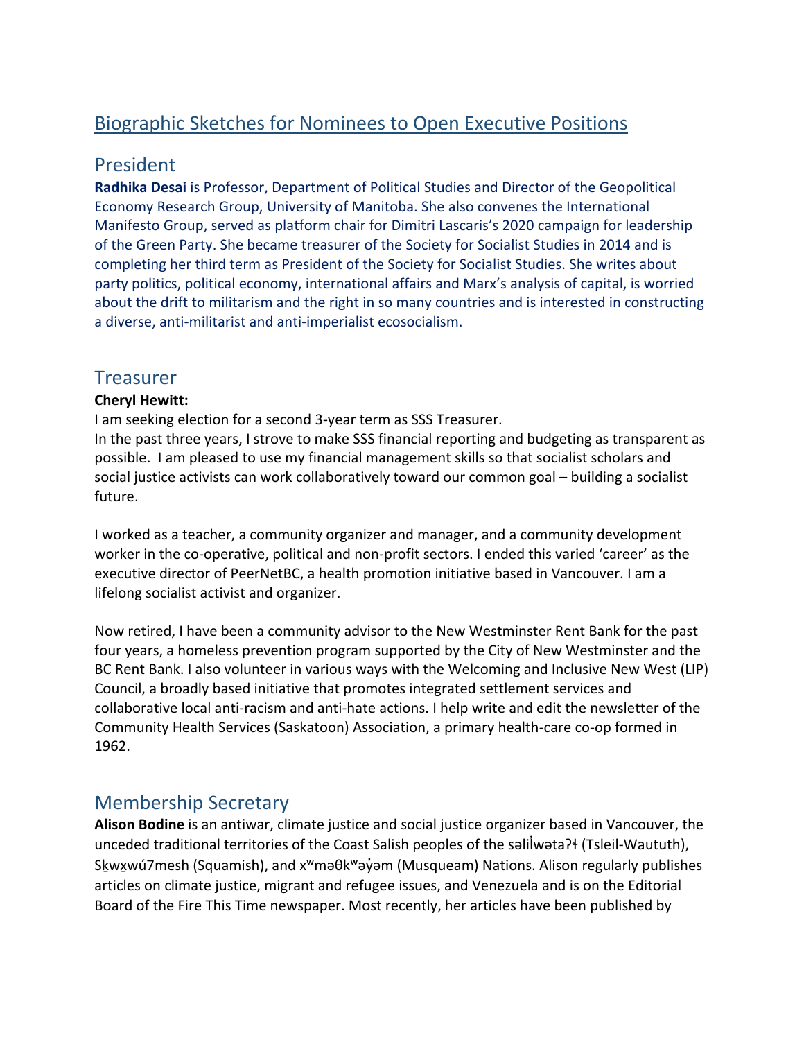# Biographic Sketches for Nominees to Open Executive Positions

## President

**Radhika Desai** is Professor, Department of Political Studies and Director of the Geopolitical Economy Research Group, University of Manitoba. She also convenes the International Manifesto Group, served as platform chair for Dimitri Lascaris's 2020 campaign for leadership of the Green Party. She became treasurer of the Society for Socialist Studies in 2014 and is completing her third term as President of the Society for Socialist Studies. She writes about party politics, political economy, international affairs and Marx's analysis of capital, is worried about the drift to militarism and the right in so many countries and is interested in constructing a diverse, anti-militarist and anti-imperialist ecosocialism.

## Treasurer

**Cheryl Hewitt:**

I am seeking election for a second 3-year term as SSS Treasurer.

In the past three years, I strove to make SSS financial reporting and budgeting as transparent as possible. I am pleased to use my financial management skills so that socialist scholars and social justice activists can work collaboratively toward our common goal – building a socialist future.

I worked as a teacher, a community organizer and manager, and a community development worker in the co-operative, political and non-profit sectors. I ended this varied 'career' as the executive director of PeerNetBC, a health promotion initiative based in Vancouver. I am a lifelong socialist activist and organizer.

Now retired, I have been a community advisor to the New Westminster Rent Bank for the past four years, a homeless prevention program supported by the City of New Westminster and the BC Rent Bank. I also volunteer in various ways with the Welcoming and Inclusive New West (LIP) Council, a broadly based initiative that promotes integrated settlement services and collaborative local anti-racism and anti-hate actions. I help write and edit the newsletter of the Community Health Services (Saskatoon) Association, a primary health-care co-op formed in 1962.

## Membership Secretary

**Alison Bodine** is an antiwar, climate justice and social justice organizer based in Vancouver, the unceded traditional territories of the Coast Salish peoples of the səlilwətaʔɬ (Tsleil-Waututh), Sḵwx̱wú7mesh (Squamish), and xʷməθkʷəy̓əm (Musqueam) Nations. Alison regularly publishes articles on climate justice, migrant and refugee issues, and Venezuela and is on the Editorial Board of the Fire This Time newspaper. Most recently, her articles have been published by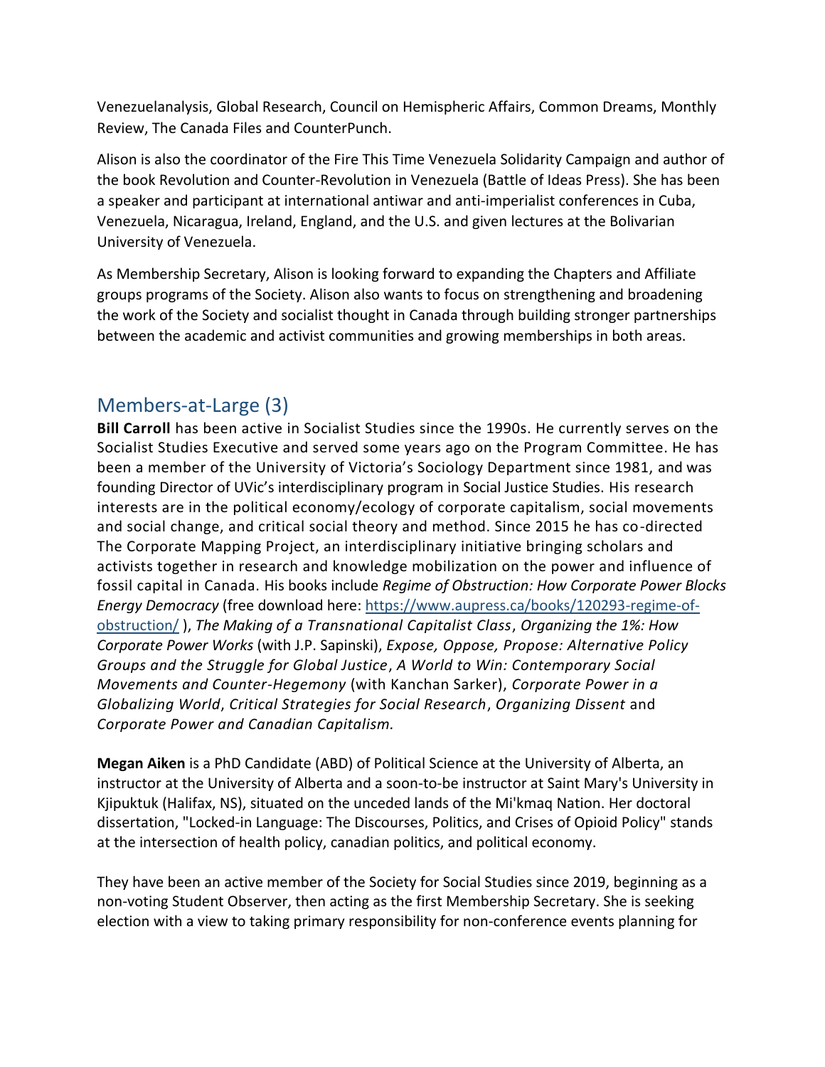Venezuelanalysis, Global Research, Council on Hemispheric Affairs, Common Dreams, Monthly Review, The Canada Files and CounterPunch.

Alison is also the coordinator of the Fire This Time Venezuela Solidarity Campaign and author of the book Revolution and Counter-Revolution in Venezuela (Battle of Ideas Press). She has been a speaker and participant at international antiwar and anti-imperialist conferences in Cuba, Venezuela, Nicaragua, Ireland, England, and the U.S. and given lectures at the Bolivarian University of Venezuela.

As Membership Secretary, Alison is looking forward to expanding the Chapters and Affiliate groups programs of the Society. Alison also wants to focus on strengthening and broadening the work of the Society and socialist thought in Canada through building stronger partnerships between the academic and activist communities and growing memberships in both areas.

## Members-at-Large (3)

**Bill Carroll** has been active in Socialist Studies since the 1990s. He currently serves on the Socialist Studies Executive and served some years ago on the Program Committee. He has been a member of the University of Victoria's Sociology Department since 1981, and was founding Director of UVic's interdisciplinary program in Social Justice Studies. His research interests are in the political economy/ecology of corporate capitalism, social movements and social change, and critical social theory and method. Since 2015 he has co-directed The Corporate Mapping Project, an interdisciplinary initiative bringing scholars and activists together in research and knowledge mobilization on the power and influence of fossil capital in Canada. His books include *Regime of Obstruction: How Corporate Power Blocks Energy Democracy* (free download here: https://www.aupress.ca/books/120293-regime-of-obstruction/ ), *The Making of a Transnational Capitalist Class*, *Organizing the 1%: How Corporate Power Works* (with J.P. Sapinski), *Expose, Oppose, Propose: Alternative Policy Groups and the Struggle for Global Justice*, *A World to Win: Contemporary Social Movements and Counter-Hegemony* (with Kanchan Sarker), *Corporate Power in a Globalizing World*, *Critical Strategies for Social Research*, *Organizing Dissent* and *Corporate Power and Canadian Capitalism.*

**Megan Aiken** is a PhD Candidate (ABD) of Political Science at the University of Alberta, an instructor at the University of Alberta and a soon-to-be instructor at Saint Mary's University in Kjipuktuk (Halifax, NS), situated on the unceded lands of the Mi'kmaq Nation. Her doctoral dissertation, "Locked-in Language: The Discourses, Politics, and Crises of Opioid Policy" stands at the intersection of health policy, canadian politics, and political economy.

They have been an active member of the Society for Social Studies since 2019, beginning as a non-voting Student Observer, then acting as the first Membership Secretary. She is seeking election with a view to taking primary responsibility for non-conference events planning for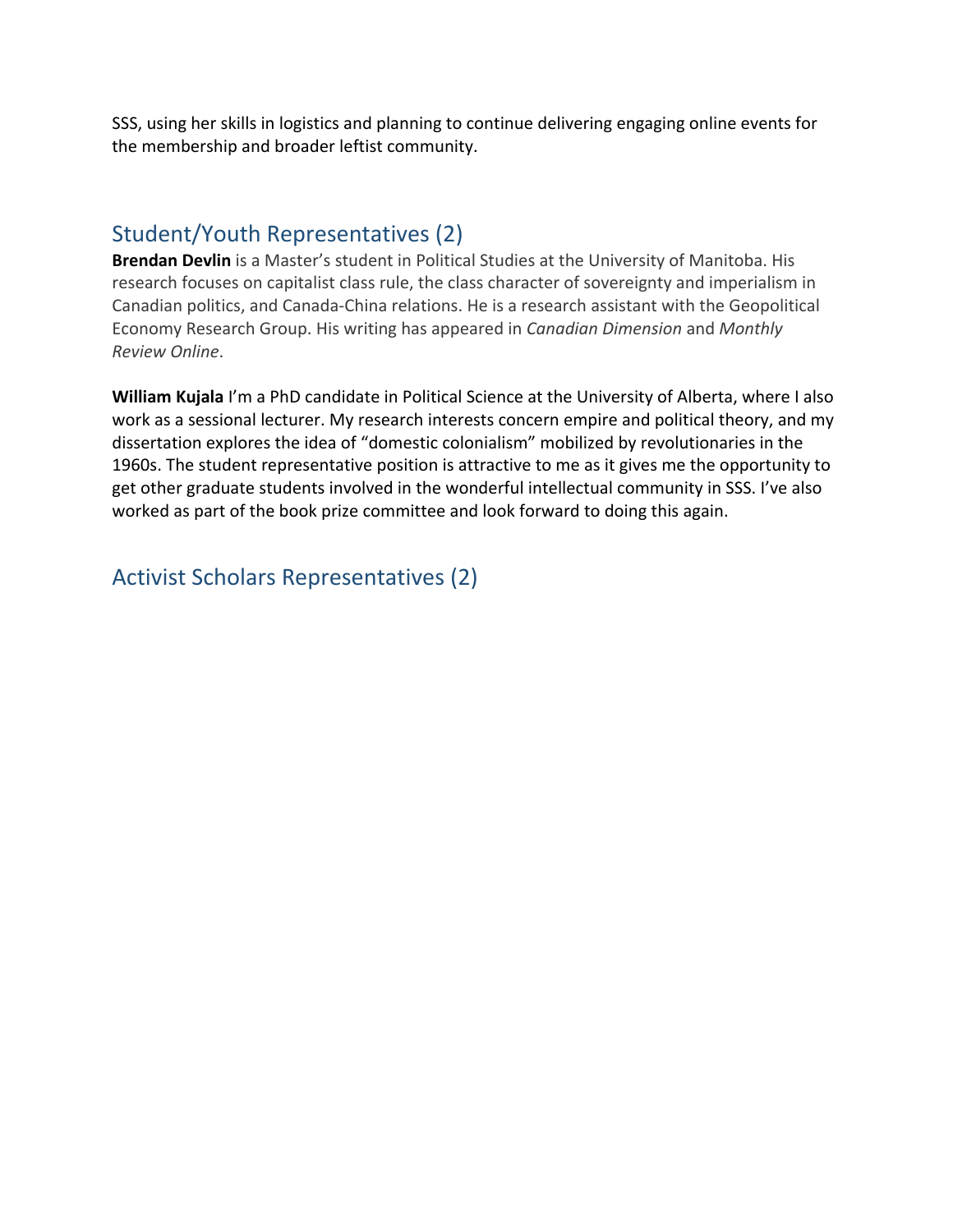SSS, using her skills in logistics and planning to continue delivering engaging online events for the membership and broader leftist community.

## Student/Youth Representatives (2)

**Brendan Devlin** is a Master's student in Political Studies at the University of Manitoba. His research focuses on capitalist class rule, the class character of sovereignty and imperialism in Canadian politics, and Canada-China relations. He is a research assistant with the Geopolitical Economy Research Group. His writing has appeared in *Canadian Dimension* and *Monthly Review Online*.

**William Kujala** I'm a PhD candidate in Political Science at the University of Alberta, where I also work as a sessional lecturer. My research interests concern empire and political theory, and my dissertation explores the idea of "domestic colonialism" mobilized by revolutionaries in the 1960s. The student representative position is attractive to me as it gives me the opportunity to get other graduate students involved in the wonderful intellectual community in SSS. I've also worked as part of the book prize committee and look forward to doing this again.

## Activist Scholars Representatives (2)